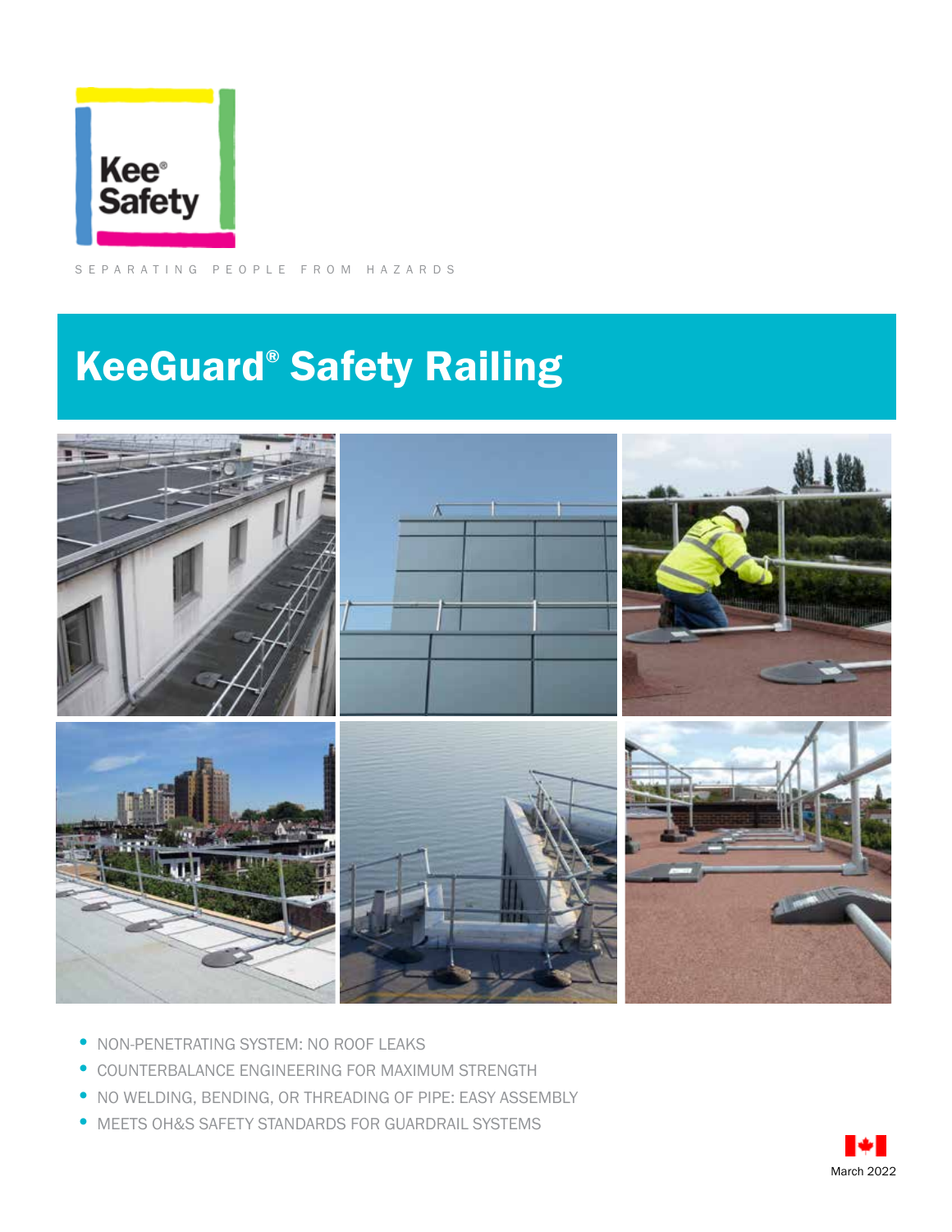Kee® Safety

SEPARATING PEOPLE FROM HAZARDS

# KeeGuard® Safety Railing

- NON-PENETRATING SYSTEM: NO ROOF LEAKS
- COUNTERBALANCE ENGINEERING FOR MAXIMUM STRENGTH
- NO WELDING, BENDING, OR THREADING OF PIPE: EASY ASSEMBLY
- MEETS OH&S SAFETY STANDARDS FOR GUARDRAIL SYSTEMS

March 2022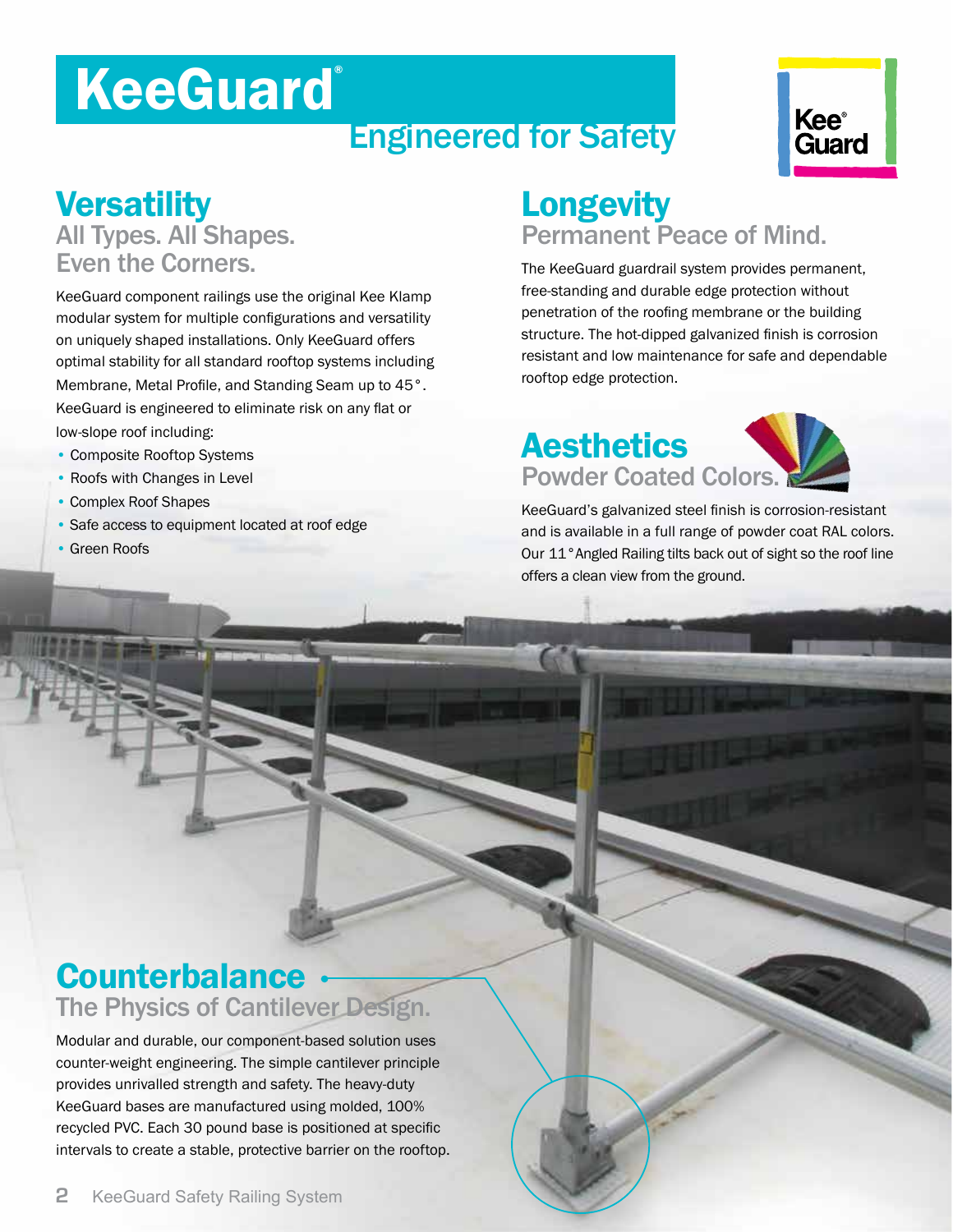# KeeGuard®

## Engineered for Safety

## Versatility

### All Types. All Shapes. Even the Corners.

KeeGuard component railings use the original Kee Klamp modular system for multiple configurations and versatility on uniquely shaped installations. Only KeeGuard offers optimal stability for all standard rooftop systems including Membrane, Metal Profile, and Standing Seam up to 45°. KeeGuard is engineered to eliminate risk on any flat or low-slope roof including:

- Composite Rooftop Systems
- Roofs with Changes in Level
- Complex Roof Shapes
- Safe access to equipment located at roof edge
- Green Roofs

## Longevity

### Permanent Peace of Mind.

The KeeGuard guardrail system provides permanent, free-standing and durable edge protection without penetration of the roofing membrane or the building structure. The hot-dipped galvanized finish is corrosion resistant and low maintenance for safe and dependable rooftop edge protection.

## Aesthetics

### Powder Coated Colors.

KeeGuard's galvanized steel finish is corrosion-resistant and is available in a full range of powder coat RAL colors. Our 11° Angled Railing tilts back out of sight so the roof line offers a clean view from the ground.

## Counterbalance

### The Physics of Cantilever Design.

Modular and durable, our component-based solution uses counter-weight engineering. The simple cantilever principle provides unrivalled strength and safety. The heavy-duty KeeGuard bases are manufactured using molded, 100% recycled PVC. Each 30 pound base is positioned at specific intervals to create a stable, protective barrier on the rooftop.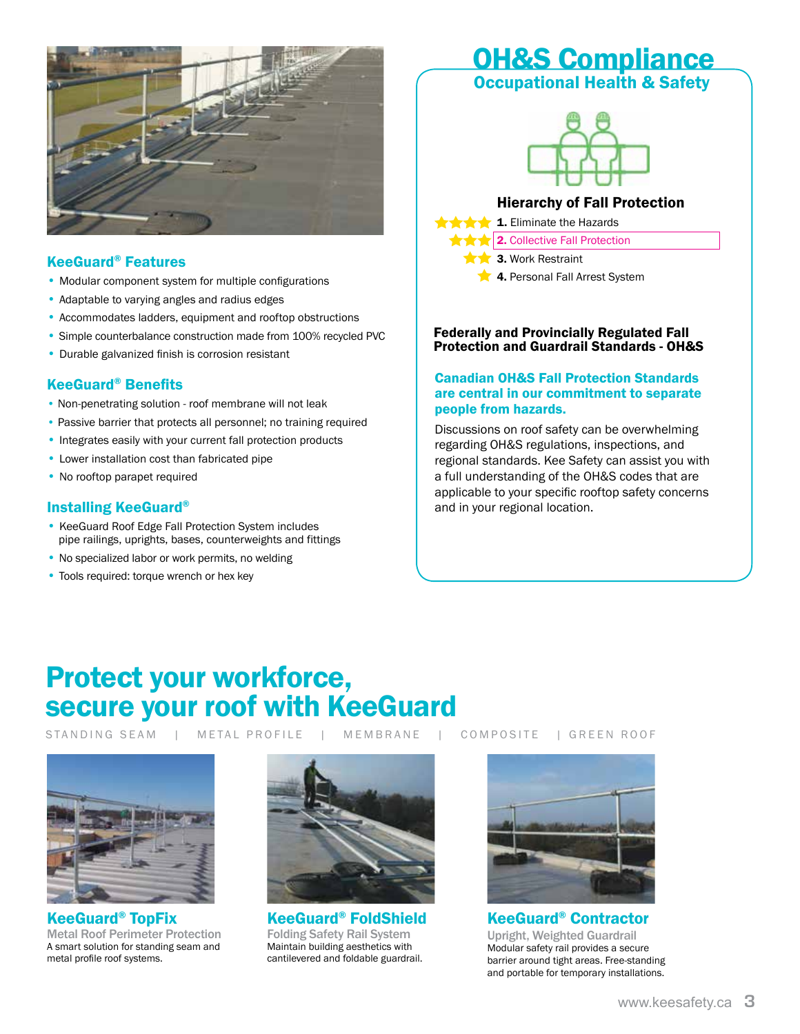## KeeGuard® Features

- Modular component system for multiple configurations
- Adaptable to varying angles and radius edges
- Accommodates ladders, equipment and rooftop obstructions
- Simple counterbalance construction made from 100% recycled PVC
- Durable galvanized finish is corrosion resistant

## KeeGuard® Benefits

- Non-penetrating solution - roof membrane will not leak
- Passive barrier that protects all personnel; no training required
- Integrates easily with your current fall protection products
- Lower installation cost than fabricated pipe
- No rooftop parapet required

## Installing KeeGuard®

- KeeGuard Roof Edge Fall Protection System includes pipe railings, uprights, bases, counterweights and fittings
- No specialized labor or work permits, no welding
- Tools required: torque wrench or hex key

# OH&S Compliance

## Occupational Health & Safety

### Hierarchy of Fall Protection

1. Eliminate the Hazards
2. Collective Fall Protection
3. Work Restraint
4. Personal Fall Arrest System

### Federally and Provincially Regulated Fall Protection and Guardrail Standards - OH&S

**Canadian OH&S Fall Protection Standards are central in our commitment to separate people from hazards.**

Discussions on roof safety can be overwhelming regarding OH&S regulations, inspections, and regional standards. Kee Safety can assist you with a full understanding of the OH&S codes that are applicable to your specific rooftop safety concerns and in your regional location.

# Protect your workforce, secure your roof with KeeGuard

STANDING SEAM | METAL PROFILE | MEMBRANE | COMPOSITE | GREEN ROOF

### KeeGuard® TopFix

**Metal Roof Perimeter Protection**

A smart solution for standing seam and metal profile roof systems.

### KeeGuard® FoldShield

**Folding Safety Rail System**

Maintain building aesthetics with cantilevered and foldable guardrail.

### KeeGuard® Contractor

**Upright, Weighted Guardrail**

Modular safety rail provides a secure barrier around tight areas. Free-standing and portable for temporary installations.

www.keesafety.ca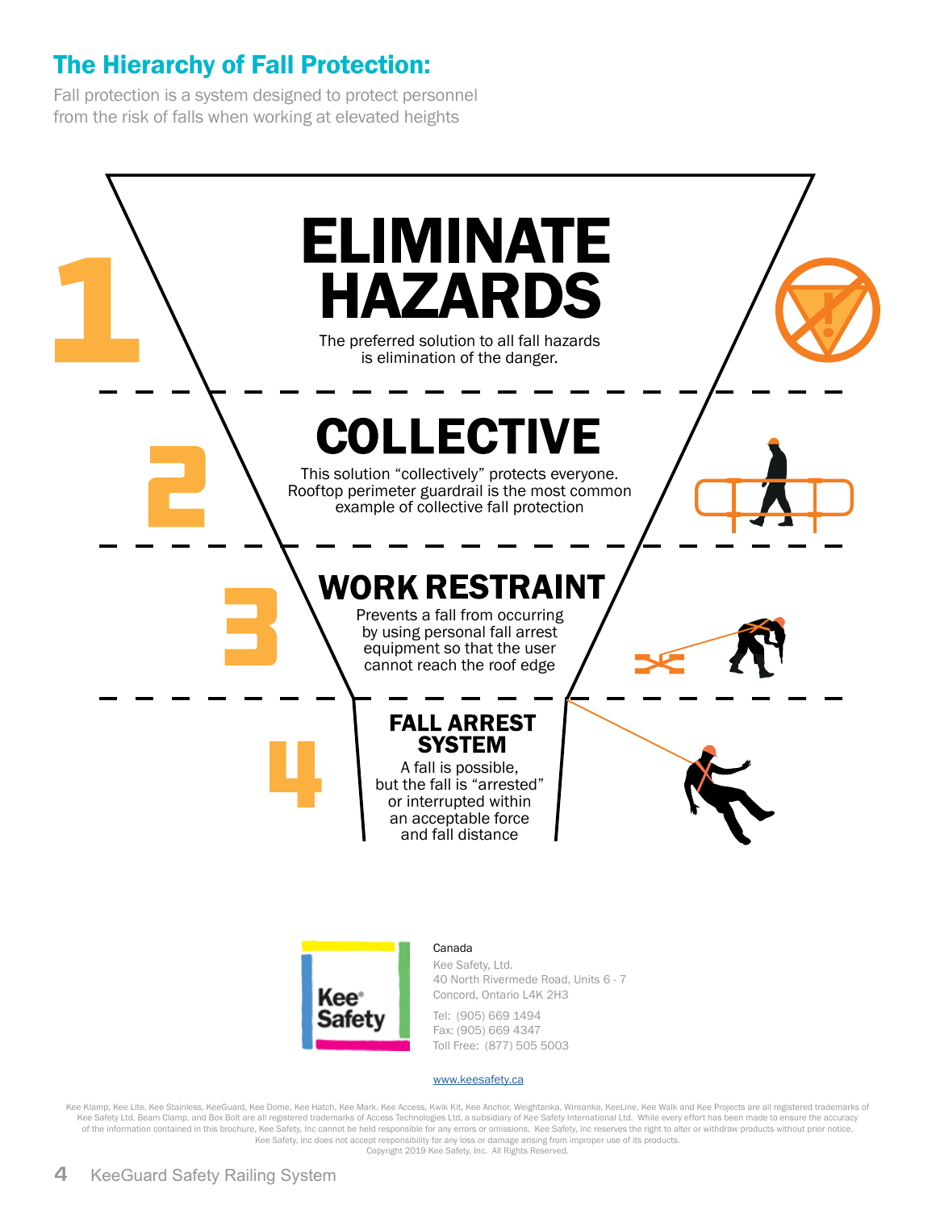## The Hierarchy of Fall Protection:

Fall protection is a system designed to protect personnel from the risk of falls when working at elevated heights

### 1 ELIMINATE HAZARDS

The preferred solution to all fall hazards is elimination of the danger.

### 2 COLLECTIVE

This solution "collectively" protects everyone. Rooftop perimeter guardrail is the most common example of collective fall protection

### 3 WORK RESTRAINT

Prevents a fall from occurring by using personal fall arrest equipment so that the user cannot reach the roof edge

### 4 FALL ARREST SYSTEM

A fall is possible, but the fall is "arrested" or interrupted within an acceptable force and fall distance

Kee® Safety

Canada

Kee Safety, Ltd.
40 North Rivermede Road, Units 6 - 7
Concord, Ontario L4K 2H3

Tel: (905) 669 1494
Fax: (905) 669 4347
Toll Free: (877) 505 5003

www.keesafety.ca

Kee Klamp, Kee Lite, Kee Stainless, KeeGuard, Kee Dome, Kee Hatch, Kee Mark, Kee Access, Kwik Kit, Kee Anchor, Weightanka, Wireanka, KeeLine, Kee Walk and Kee Projects are all registered trademarks of Kee Safety Ltd, Beam Clamp, and Box Bolt are all registered trademarks of Access Technologies Ltd, a subsidiary of Kee Safety International Ltd. While every effort has been made to ensure the accuracy of the information contained in this brochure, Kee Safety, Inc cannot be held responsible for any errors or omissions. Kee Safety, Inc reserves the right to alter or withdraw products without prior notice. Kee Safety, Inc does not accept responsibility for any loss or damage arising from improper use of its products.
Copyright 2019 Kee Safety, Inc. All Rights Reserved.